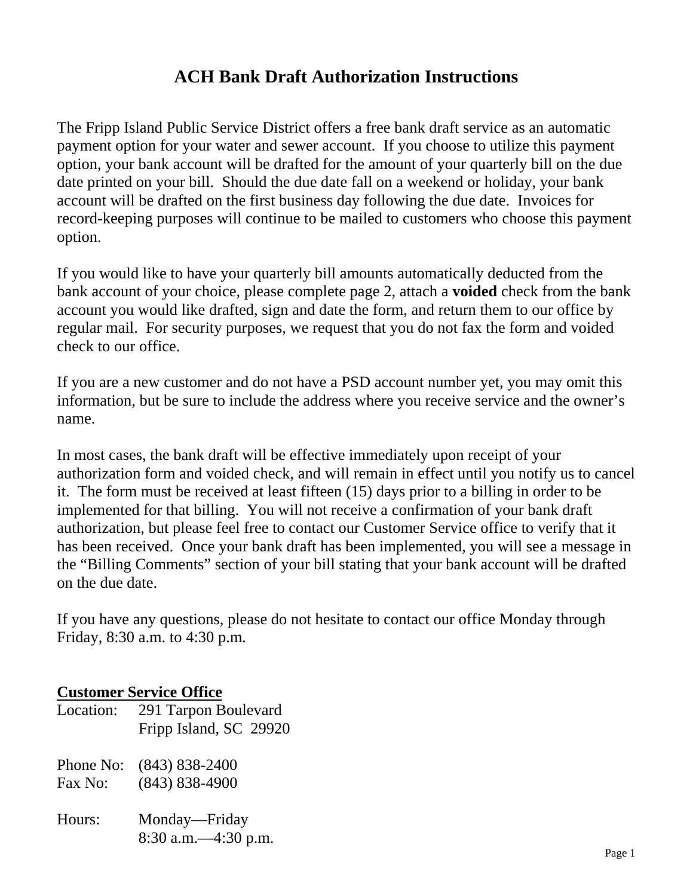# ACH Bank Draft Authorization Instructions

The Fripp Island Public Service District offers a free bank draft service as an automatic payment option for your water and sewer account. If you choose to utilize this payment option, your bank account will be drafted for the amount of your quarterly bill on the due date printed on your bill. Should the due date fall on a weekend or holiday, your bank account will be drafted on the first business day following the due date. Invoices for record-keeping purposes will continue to be mailed to customers who choose this payment option.

If you would like to have your quarterly bill amounts automatically deducted from the bank account of your choice, please complete page 2, attach a **voided** check from the bank account you would like drafted, sign and date the form, and return them to our office by regular mail. For security purposes, we request that you do not fax the form and voided check to our office.

If you are a new customer and do not have a PSD account number yet, you may omit this information, but be sure to include the address where you receive service and the owner's name.

In most cases, the bank draft will be effective immediately upon receipt of your authorization form and voided check, and will remain in effect until you notify us to cancel it. The form must be received at least fifteen (15) days prior to a billing in order to be implemented for that billing. You will not receive a confirmation of your bank draft authorization, but please feel free to contact our Customer Service office to verify that it has been received. Once your bank draft has been implemented, you will see a message in the "Billing Comments" section of your bill stating that your bank account will be drafted on the due date.

If you have any questions, please do not hesitate to contact our office Monday through Friday, 8:30 a.m. to 4:30 p.m.

**Customer Service Office**

Location: 291 Tarpon Boulevard
Fripp Island, SC 29920

Phone No: (843) 838-2400
Fax No: (843) 838-4900

Hours: Monday—Friday
8:30 a.m.—4:30 p.m.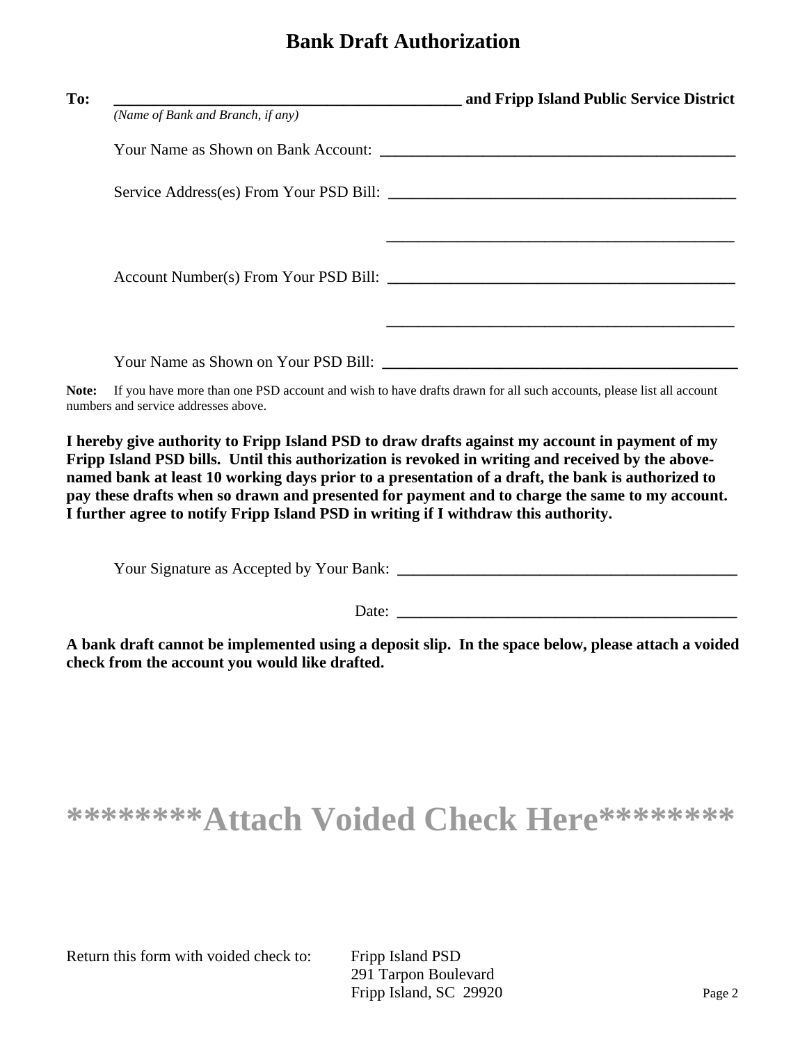# Bank Draft Authorization

**To:** ____________________________________________ **and Fripp Island Public Service District**
*(Name of Bank and Branch, if any)*

Your Name as Shown on Bank Account: ____________________________________________

Service Address(es) From Your PSD Bill: ____________________________________________

____________________________________________

Account Number(s) From Your PSD Bill: ____________________________________________

____________________________________________

Your Name as Shown on Your PSD Bill: ____________________________________________

**Note:** If you have more than one PSD account and wish to have drafts drawn for all such accounts, please list all account numbers and service addresses above.

**I hereby give authority to Fripp Island PSD to draw drafts against my account in payment of my Fripp Island PSD bills. Until this authorization is revoked in writing and received by the above-named bank at least 10 working days prior to a presentation of a draft, the bank is authorized to pay these drafts when so drawn and presented for payment and to charge the same to my account. I further agree to notify Fripp Island PSD in writing if I withdraw this authority.**

Your Signature as Accepted by Your Bank: ____________________________________________

Date: ____________________________________________

**A bank draft cannot be implemented using a deposit slip. In the space below, please attach a voided check from the account you would like drafted.**

**\*\*\*\*\*\*\*\*Attach Voided Check Here\*\*\*\*\*\*\*\***

Return this form with voided check to:

Fripp Island PSD
291 Tarpon Boulevard
Fripp Island, SC 29920